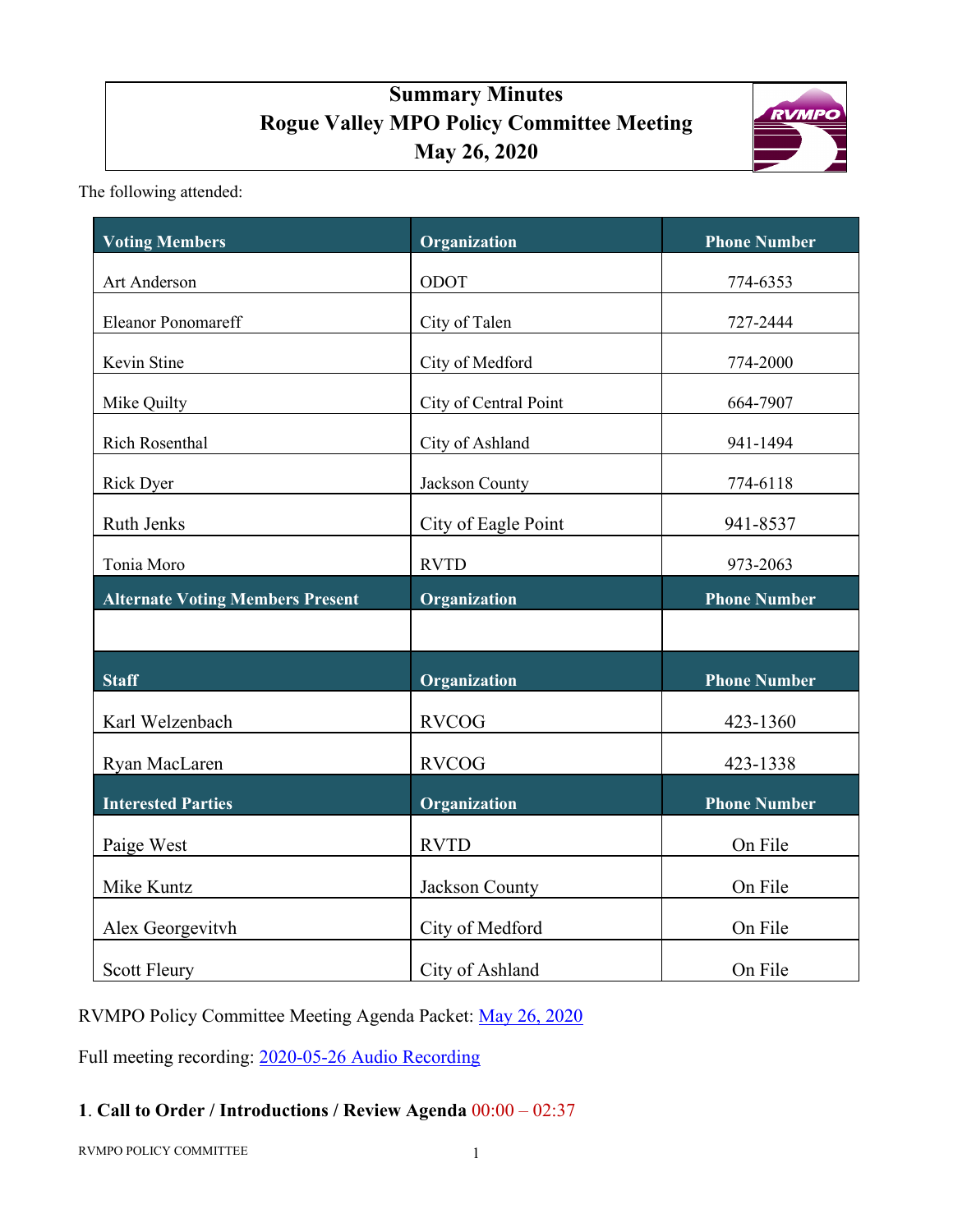# Summary Minutes
# Rogue Valley MPO Policy Committee Meeting
# May 26, 2020

The following attended:

| Voting Members | Organization | Phone Number |
|---|---|---|
| Art Anderson | ODOT | 774-6353 |
| Eleanor Ponomareff | City of Talen | 727-2444 |
| Kevin Stine | City of Medford | 774-2000 |
| Mike Quilty | City of Central Point | 664-7907 |
| Rich Rosenthal | City of Ashland | 941-1494 |
| Rick Dyer | Jackson County | 774-6118 |
| Ruth Jenks | City of Eagle Point | 941-8537 |
| Tonia Moro | RVTD | 973-2063 |
| **Alternate Voting Members Present** | **Organization** | **Phone Number** |
| | | |
| **Staff** | **Organization** | **Phone Number** |
| Karl Welzenbach | RVCOG | 423-1360 |
| Ryan MacLaren | RVCOG | 423-1338 |
| **Interested Parties** | **Organization** | **Phone Number** |
| Paige West | RVTD | On File |
| Mike Kuntz | Jackson County | On File |
| Alex Georgevitvh | City of Medford | On File |
| Scott Fleury | City of Ashland | On File |

RVMPO Policy Committee Meeting Agenda Packet: [May 26, 2020]()

Full meeting recording: [2020-05-26 Audio Recording]()

## 1. Call to Order / Introductions / Review Agenda 00:00 – 02:37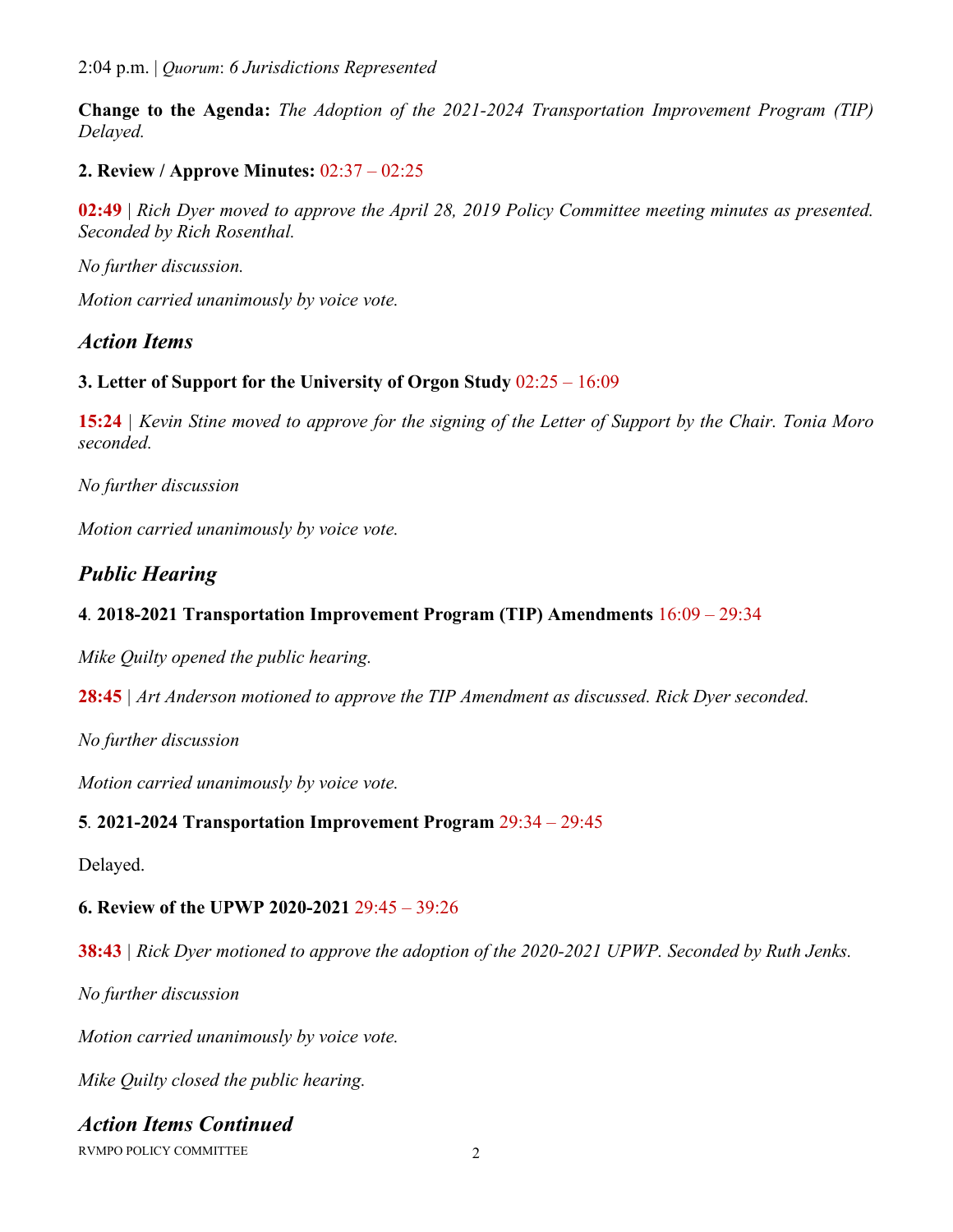2:04 p.m. | *Quorum*: *6 Jurisdictions Represented*

**Change to the Agenda:** *The Adoption of the 2021-2024 Transportation Improvement Program (TIP) Delayed.*

**2. Review / Approve Minutes:** 02:37 – 02:25

**02:49** | *Rich Dyer moved to approve the April 28, 2019 Policy Committee meeting minutes as presented. Seconded by Rich Rosenthal.*

*No further discussion.*

*Motion carried unanimously by voice vote.*

## *Action Items*

**3. Letter of Support for the University of Orgon Study** 02:25 – 16:09

**15:24** | *Kevin Stine moved to approve for the signing of the Letter of Support by the Chair. Tonia Moro seconded.*

*No further discussion*

*Motion carried unanimously by voice vote.*

## *Public Hearing*

**4**. **2018-2021 Transportation Improvement Program (TIP) Amendments** 16:09 – 29:34

*Mike Quilty opened the public hearing.*

**28:45** | *Art Anderson motioned to approve the TIP Amendment as discussed. Rick Dyer seconded.*

*No further discussion*

*Motion carried unanimously by voice vote.*

**5**. **2021-2024 Transportation Improvement Program** 29:34 – 29:45

Delayed.

**6. Review of the UPWP 2020-2021** 29:45 – 39:26

**38:43** | *Rick Dyer motioned to approve the adoption of the 2020-2021 UPWP. Seconded by Ruth Jenks.*

*No further discussion*

*Motion carried unanimously by voice vote.*

*Mike Quilty closed the public hearing.*

## *Action Items Continued*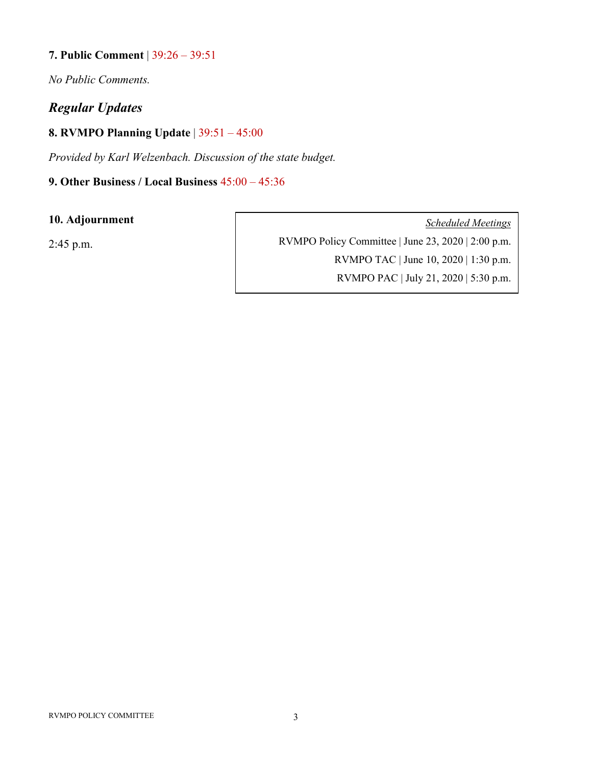**7. Public Comment** | 39:26 – 39:51

*No Public Comments.*

## *Regular Updates*

**8. RVMPO Planning Update** | 39:51 – 45:00

*Provided by Karl Welzenbach. Discussion of the state budget.*

**9. Other Business / Local Business** 45:00 – 45:36

**10. Adjournment**

2:45 p.m.

*Scheduled Meetings*

RVMPO Policy Committee | June 23, 2020 | 2:00 p.m.

RVMPO TAC | June 10, 2020 | 1:30 p.m.

RVMPO PAC | July 21, 2020 | 5:30 p.m.